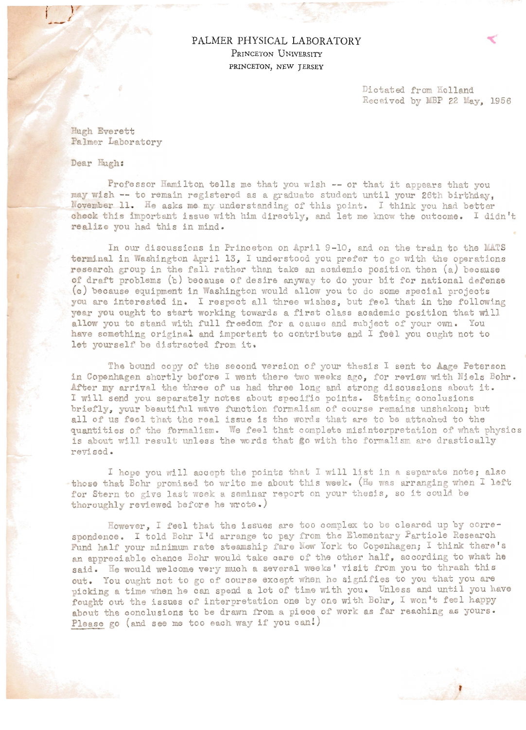PALMER PHYSICAL LABORATORY
PRINCETON UNIVERSITY
PRINCETON, NEW JERSEY

Dictated from Holland
Received by MBP 22 May, 1956

Hugh Everett
Palmer Laboratory

Dear Hugh:

Professor Hamilton tells me that you wish -- or that it appears that you may wish -- to remain registered as a graduate student until your 26th birthday, November 11. He asks me my understanding of this point. I think you had better check this important issue with him directly, and let me know the outcome. I didn't realize you had this in mind.

In our discussions in Princeton on April 9-10, and on the train to the MATS terminal in Washington April 13, I understood you prefer to go with the operations research group in the fall rather than take an academic position then (a) because of draft problems (b) because of desire anyway to do your bit for national defense (c) because equipment in Washington would allow you to do some special projects you are interested in. I respect all three wishes, but feel that in the following year you ought to start working towards a first class academic position that will allow you to stand with full freedom for a cause and subject of your own. You have something original and important to contribute and I feel you ought not to let yourself be distracted from it.

The bound copy of the second version of your thesis I sent to Aage Peterson in Copenhagen shortly before I went there two weeks ago, for review with Niels Bohr. After my arrival the three of us had three long and strong discussions about it. I will send you separately notes about specific points. Stating conclusions briefly, your beautiful wave function formalism of course remains unshaken; but all of us feel that the real issue is the words that are to be attached to the quantities of the formalism. We feel that complete misinterpretation of what physics is about will result unless the words that go with the formalism are drastically revised.

I hope you will accept the points that I will list in a separate note; also those that Bohr promised to write me about this week. (He was arranging when I left for Stern to give last week a seminar report on your thesis, so it could be thoroughly reviewed before he wrote.)

However, I feel that the issues are too complex to be cleared up by correspondence. I told Bohr I'd arrange to pay from the Elementary Particle Research Fund half your minimum rate steamship fare New York to Copenhagen; I think there's an appreciable chance Bohr would take care of the other half, according to what he said. He would welcome very much a several weeks' visit from you to thrash this out. You ought not to go of course except when he signifies to you that you are picking a time when he can spend a lot of time with you. Unless and until you have fought out the issues of interpretation one by one with Bohr, I won't feel happy about the conclusions to be drawn from a piece of work as far reaching as yours. Please go (and see me too each way if you can!)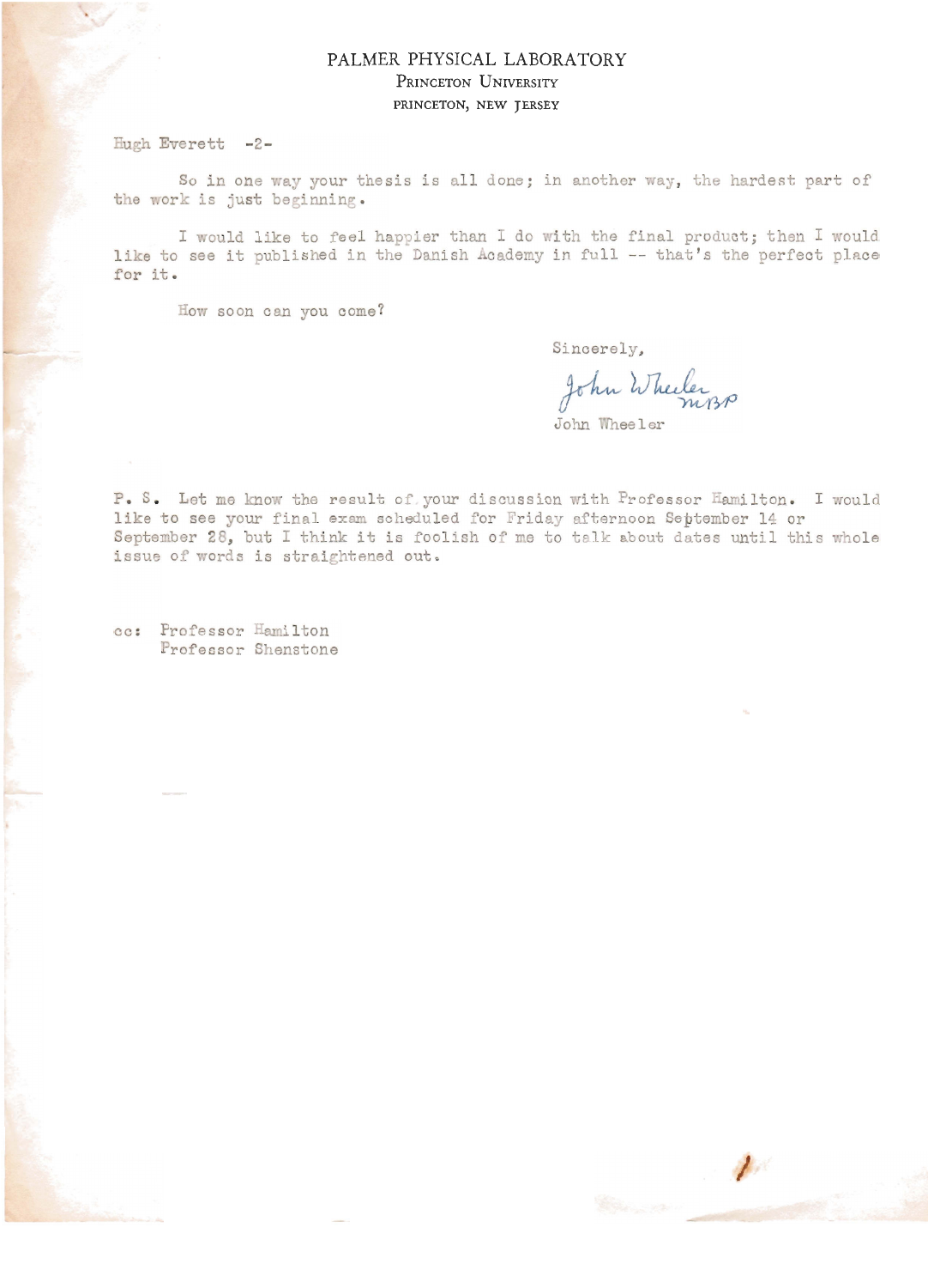PALMER PHYSICAL LABORATORY
PRINCETON UNIVERSITY
PRINCETON, NEW JERSEY

Hugh Everett -2-

So in one way your thesis is all done; in another way, the hardest part of the work is just beginning.

I would like to feel happier than I do with the final product; then I would like to see it published in the Danish Academy in full -- that's the perfect place for it.

How soon can you come?

Sincerely,

John Wheeler
mBP

John Wheeler

P. S. Let me know the result of your discussion with Professor Hamilton. I would like to see your final exam scheduled for Friday afternoon September 14 or September 28, but I think it is foolish of me to talk about dates until this whole issue of words is straightened out.

cc: Professor Hamilton
Professor Shenstone